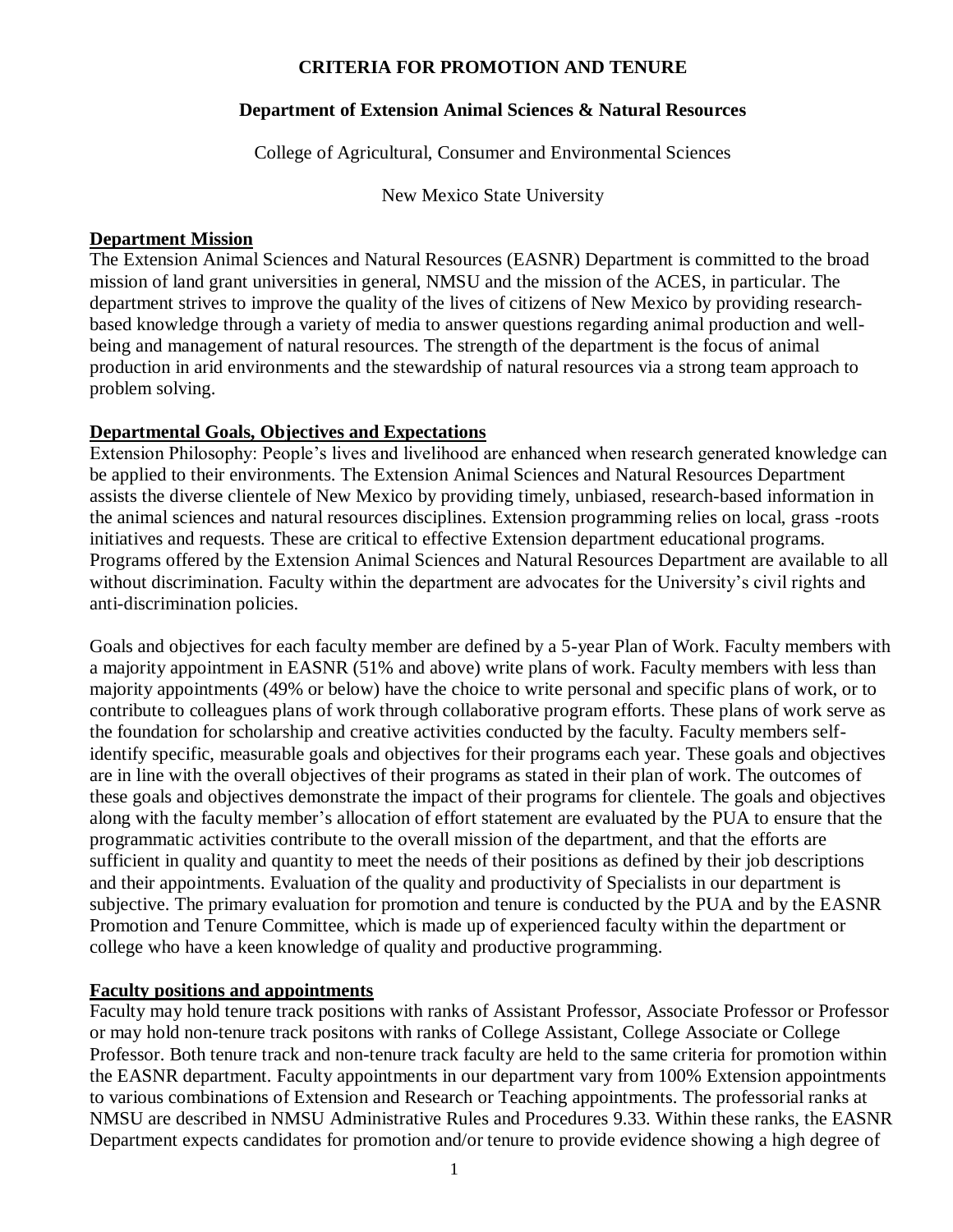# CRITERIA FOR PROMOTION AND TENURE

## Department of Extension Animal Sciences & Natural Resources

College of Agricultural, Consumer and Environmental Sciences

New Mexico State University

### Department Mission

The Extension Animal Sciences and Natural Resources (EASNR) Department is committed to the broad mission of land grant universities in general, NMSU and the mission of the ACES, in particular. The department strives to improve the quality of the lives of citizens of New Mexico by providing research-based knowledge through a variety of media to answer questions regarding animal production and well-being and management of natural resources. The strength of the department is the focus of animal production in arid environments and the stewardship of natural resources via a strong team approach to problem solving.

### Departmental Goals, Objectives and Expectations

Extension Philosophy: People's lives and livelihood are enhanced when research generated knowledge can be applied to their environments. The Extension Animal Sciences and Natural Resources Department assists the diverse clientele of New Mexico by providing timely, unbiased, research-based information in the animal sciences and natural resources disciplines. Extension programming relies on local, grass -roots initiatives and requests. These are critical to effective Extension department educational programs. Programs offered by the Extension Animal Sciences and Natural Resources Department are available to all without discrimination. Faculty within the department are advocates for the University's civil rights and anti-discrimination policies.

Goals and objectives for each faculty member are defined by a 5-year Plan of Work. Faculty members with a majority appointment in EASNR (51% and above) write plans of work. Faculty members with less than majority appointments (49% or below) have the choice to write personal and specific plans of work, or to contribute to colleagues plans of work through collaborative program efforts. These plans of work serve as the foundation for scholarship and creative activities conducted by the faculty. Faculty members self-identify specific, measurable goals and objectives for their programs each year. These goals and objectives are in line with the overall objectives of their programs as stated in their plan of work. The outcomes of these goals and objectives demonstrate the impact of their programs for clientele. The goals and objectives along with the faculty member's allocation of effort statement are evaluated by the PUA to ensure that the programmatic activities contribute to the overall mission of the department, and that the efforts are sufficient in quality and quantity to meet the needs of their positions as defined by their job descriptions and their appointments. Evaluation of the quality and productivity of Specialists in our department is subjective. The primary evaluation for promotion and tenure is conducted by the PUA and by the EASNR Promotion and Tenure Committee, which is made up of experienced faculty within the department or college who have a keen knowledge of quality and productive programming.

### Faculty positions and appointments

Faculty may hold tenure track positions with ranks of Assistant Professor, Associate Professor or Professor or may hold non-tenure track positons with ranks of College Assistant, College Associate or College Professor. Both tenure track and non-tenure track faculty are held to the same criteria for promotion within the EASNR department. Faculty appointments in our department vary from 100% Extension appointments to various combinations of Extension and Research or Teaching appointments. The professorial ranks at NMSU are described in NMSU Administrative Rules and Procedures 9.33. Within these ranks, the EASNR Department expects candidates for promotion and/or tenure to provide evidence showing a high degree of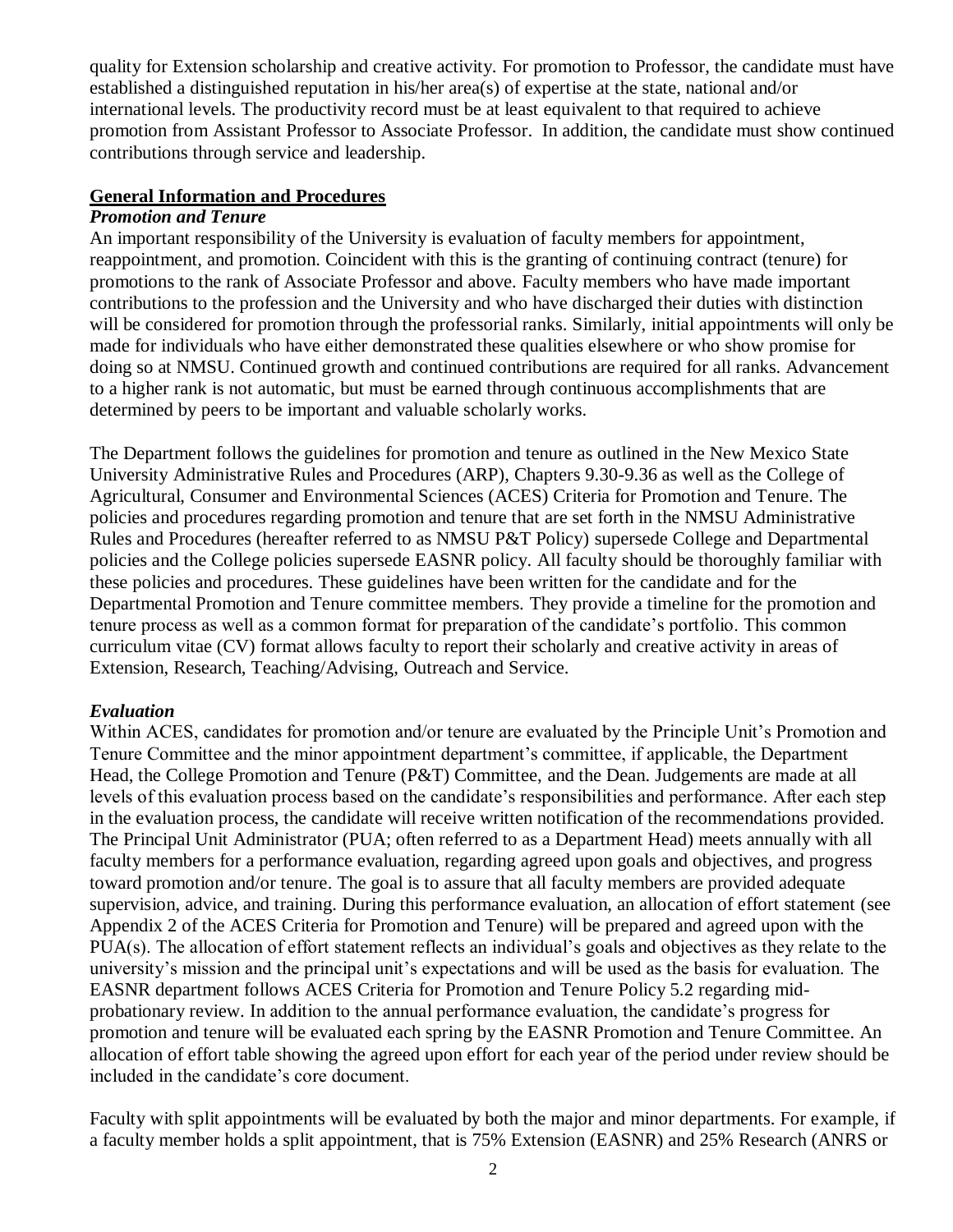quality for Extension scholarship and creative activity. For promotion to Professor, the candidate must have established a distinguished reputation in his/her area(s) of expertise at the state, national and/or international levels. The productivity record must be at least equivalent to that required to achieve promotion from Assistant Professor to Associate Professor. In addition, the candidate must show continued contributions through service and leadership.

## General Information and Procedures

### *Promotion and Tenure*

An important responsibility of the University is evaluation of faculty members for appointment, reappointment, and promotion. Coincident with this is the granting of continuing contract (tenure) for promotions to the rank of Associate Professor and above. Faculty members who have made important contributions to the profession and the University and who have discharged their duties with distinction will be considered for promotion through the professorial ranks. Similarly, initial appointments will only be made for individuals who have either demonstrated these qualities elsewhere or who show promise for doing so at NMSU. Continued growth and continued contributions are required for all ranks. Advancement to a higher rank is not automatic, but must be earned through continuous accomplishments that are determined by peers to be important and valuable scholarly works.

The Department follows the guidelines for promotion and tenure as outlined in the New Mexico State University Administrative Rules and Procedures (ARP), Chapters 9.30-9.36 as well as the College of Agricultural, Consumer and Environmental Sciences (ACES) Criteria for Promotion and Tenure. The policies and procedures regarding promotion and tenure that are set forth in the NMSU Administrative Rules and Procedures (hereafter referred to as NMSU P&T Policy) supersede College and Departmental policies and the College policies supersede EASNR policy. All faculty should be thoroughly familiar with these policies and procedures. These guidelines have been written for the candidate and for the Departmental Promotion and Tenure committee members. They provide a timeline for the promotion and tenure process as well as a common format for preparation of the candidate's portfolio. This common curriculum vitae (CV) format allows faculty to report their scholarly and creative activity in areas of Extension, Research, Teaching/Advising, Outreach and Service.

### *Evaluation*

Within ACES, candidates for promotion and/or tenure are evaluated by the Principle Unit's Promotion and Tenure Committee and the minor appointment department's committee, if applicable, the Department Head, the College Promotion and Tenure (P&T) Committee, and the Dean. Judgements are made at all levels of this evaluation process based on the candidate's responsibilities and performance. After each step in the evaluation process, the candidate will receive written notification of the recommendations provided. The Principal Unit Administrator (PUA; often referred to as a Department Head) meets annually with all faculty members for a performance evaluation, regarding agreed upon goals and objectives, and progress toward promotion and/or tenure. The goal is to assure that all faculty members are provided adequate supervision, advice, and training. During this performance evaluation, an allocation of effort statement (see Appendix 2 of the ACES Criteria for Promotion and Tenure) will be prepared and agreed upon with the PUA(s). The allocation of effort statement reflects an individual's goals and objectives as they relate to the university's mission and the principal unit's expectations and will be used as the basis for evaluation. The EASNR department follows ACES Criteria for Promotion and Tenure Policy 5.2 regarding mid-probationary review. In addition to the annual performance evaluation, the candidate's progress for promotion and tenure will be evaluated each spring by the EASNR Promotion and Tenure Committee. An allocation of effort table showing the agreed upon effort for each year of the period under review should be included in the candidate's core document.

Faculty with split appointments will be evaluated by both the major and minor departments. For example, if a faculty member holds a split appointment, that is 75% Extension (EASNR) and 25% Research (ANRS or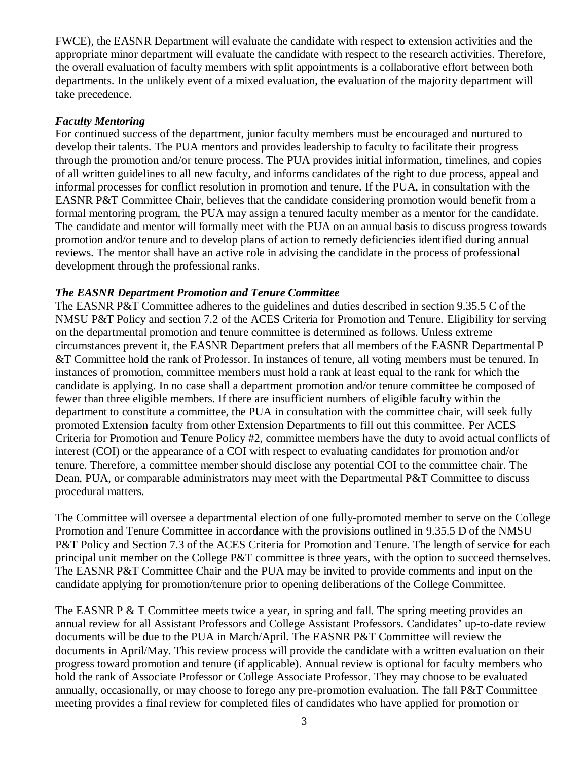FWCE), the EASNR Department will evaluate the candidate with respect to extension activities and the appropriate minor department will evaluate the candidate with respect to the research activities. Therefore, the overall evaluation of faculty members with split appointments is a collaborative effort between both departments. In the unlikely event of a mixed evaluation, the evaluation of the majority department will take precedence.

***Faculty Mentoring***

For continued success of the department, junior faculty members must be encouraged and nurtured to develop their talents. The PUA mentors and provides leadership to faculty to facilitate their progress through the promotion and/or tenure process. The PUA provides initial information, timelines, and copies of all written guidelines to all new faculty, and informs candidates of the right to due process, appeal and informal processes for conflict resolution in promotion and tenure. If the PUA, in consultation with the EASNR P&T Committee Chair, believes that the candidate considering promotion would benefit from a formal mentoring program, the PUA may assign a tenured faculty member as a mentor for the candidate. The candidate and mentor will formally meet with the PUA on an annual basis to discuss progress towards promotion and/or tenure and to develop plans of action to remedy deficiencies identified during annual reviews. The mentor shall have an active role in advising the candidate in the process of professional development through the professional ranks.

***The EASNR Department Promotion and Tenure Committee***

The EASNR P&T Committee adheres to the guidelines and duties described in section 9.35.5 C of the NMSU P&T Policy and section 7.2 of the ACES Criteria for Promotion and Tenure. Eligibility for serving on the departmental promotion and tenure committee is determined as follows. Unless extreme circumstances prevent it, the EASNR Department prefers that all members of the EASNR Departmental P &T Committee hold the rank of Professor. In instances of tenure, all voting members must be tenured. In instances of promotion, committee members must hold a rank at least equal to the rank for which the candidate is applying. In no case shall a department promotion and/or tenure committee be composed of fewer than three eligible members. If there are insufficient numbers of eligible faculty within the department to constitute a committee, the PUA in consultation with the committee chair, will seek fully promoted Extension faculty from other Extension Departments to fill out this committee. Per ACES Criteria for Promotion and Tenure Policy #2, committee members have the duty to avoid actual conflicts of interest (COI) or the appearance of a COI with respect to evaluating candidates for promotion and/or tenure. Therefore, a committee member should disclose any potential COI to the committee chair. The Dean, PUA, or comparable administrators may meet with the Departmental P&T Committee to discuss procedural matters.

The Committee will oversee a departmental election of one fully-promoted member to serve on the College Promotion and Tenure Committee in accordance with the provisions outlined in 9.35.5 D of the NMSU P&T Policy and Section 7.3 of the ACES Criteria for Promotion and Tenure. The length of service for each principal unit member on the College P&T committee is three years, with the option to succeed themselves. The EASNR P&T Committee Chair and the PUA may be invited to provide comments and input on the candidate applying for promotion/tenure prior to opening deliberations of the College Committee.

The EASNR P & T Committee meets twice a year, in spring and fall. The spring meeting provides an annual review for all Assistant Professors and College Assistant Professors. Candidates' up-to-date review documents will be due to the PUA in March/April. The EASNR P&T Committee will review the documents in April/May. This review process will provide the candidate with a written evaluation on their progress toward promotion and tenure (if applicable). Annual review is optional for faculty members who hold the rank of Associate Professor or College Associate Professor. They may choose to be evaluated annually, occasionally, or may choose to forego any pre-promotion evaluation. The fall P&T Committee meeting provides a final review for completed files of candidates who have applied for promotion or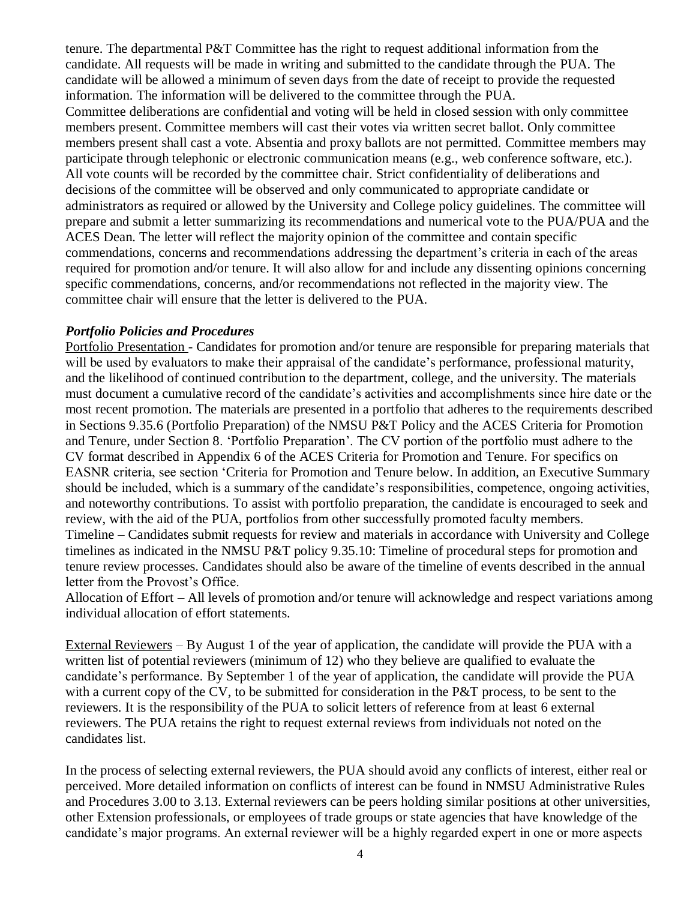tenure. The departmental P&T Committee has the right to request additional information from the candidate. All requests will be made in writing and submitted to the candidate through the PUA. The candidate will be allowed a minimum of seven days from the date of receipt to provide the requested information. The information will be delivered to the committee through the PUA.

Committee deliberations are confidential and voting will be held in closed session with only committee members present. Committee members will cast their votes via written secret ballot. Only committee members present shall cast a vote. Absentia and proxy ballots are not permitted. Committee members may participate through telephonic or electronic communication means (e.g., web conference software, etc.). All vote counts will be recorded by the committee chair. Strict confidentiality of deliberations and decisions of the committee will be observed and only communicated to appropriate candidate or administrators as required or allowed by the University and College policy guidelines. The committee will prepare and submit a letter summarizing its recommendations and numerical vote to the PUA/PUA and the ACES Dean. The letter will reflect the majority opinion of the committee and contain specific commendations, concerns and recommendations addressing the department's criteria in each of the areas required for promotion and/or tenure. It will also allow for and include any dissenting opinions concerning specific commendations, concerns, and/or recommendations not reflected in the majority view. The committee chair will ensure that the letter is delivered to the PUA.

### *Portfolio Policies and Procedures*

Portfolio Presentation - Candidates for promotion and/or tenure are responsible for preparing materials that will be used by evaluators to make their appraisal of the candidate's performance, professional maturity, and the likelihood of continued contribution to the department, college, and the university. The materials must document a cumulative record of the candidate's activities and accomplishments since hire date or the most recent promotion. The materials are presented in a portfolio that adheres to the requirements described in Sections 9.35.6 (Portfolio Preparation) of the NMSU P&T Policy and the ACES Criteria for Promotion and Tenure, under Section 8. 'Portfolio Preparation'. The CV portion of the portfolio must adhere to the CV format described in Appendix 6 of the ACES Criteria for Promotion and Tenure. For specifics on EASNR criteria, see section 'Criteria for Promotion and Tenure below. In addition, an Executive Summary should be included, which is a summary of the candidate's responsibilities, competence, ongoing activities, and noteworthy contributions. To assist with portfolio preparation, the candidate is encouraged to seek and review, with the aid of the PUA, portfolios from other successfully promoted faculty members.

Timeline – Candidates submit requests for review and materials in accordance with University and College timelines as indicated in the NMSU P&T policy 9.35.10: Timeline of procedural steps for promotion and tenure review processes. Candidates should also be aware of the timeline of events described in the annual letter from the Provost's Office.

Allocation of Effort – All levels of promotion and/or tenure will acknowledge and respect variations among individual allocation of effort statements.

External Reviewers – By August 1 of the year of application, the candidate will provide the PUA with a written list of potential reviewers (minimum of 12) who they believe are qualified to evaluate the candidate's performance. By September 1 of the year of application, the candidate will provide the PUA with a current copy of the CV, to be submitted for consideration in the P&T process, to be sent to the reviewers. It is the responsibility of the PUA to solicit letters of reference from at least 6 external reviewers. The PUA retains the right to request external reviews from individuals not noted on the candidates list.

In the process of selecting external reviewers, the PUA should avoid any conflicts of interest, either real or perceived. More detailed information on conflicts of interest can be found in NMSU Administrative Rules and Procedures 3.00 to 3.13. External reviewers can be peers holding similar positions at other universities, other Extension professionals, or employees of trade groups or state agencies that have knowledge of the candidate's major programs. An external reviewer will be a highly regarded expert in one or more aspects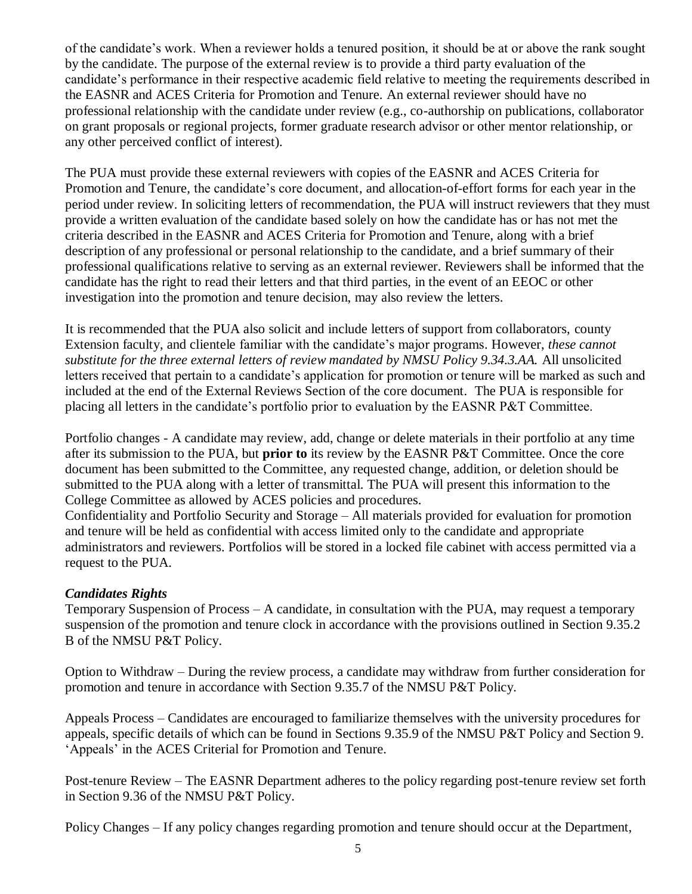of the candidate's work. When a reviewer holds a tenured position, it should be at or above the rank sought by the candidate. The purpose of the external review is to provide a third party evaluation of the candidate's performance in their respective academic field relative to meeting the requirements described in the EASNR and ACES Criteria for Promotion and Tenure. An external reviewer should have no professional relationship with the candidate under review (e.g., co-authorship on publications, collaborator on grant proposals or regional projects, former graduate research advisor or other mentor relationship, or any other perceived conflict of interest).

The PUA must provide these external reviewers with copies of the EASNR and ACES Criteria for Promotion and Tenure, the candidate's core document, and allocation-of-effort forms for each year in the period under review. In soliciting letters of recommendation, the PUA will instruct reviewers that they must provide a written evaluation of the candidate based solely on how the candidate has or has not met the criteria described in the EASNR and ACES Criteria for Promotion and Tenure, along with a brief description of any professional or personal relationship to the candidate, and a brief summary of their professional qualifications relative to serving as an external reviewer. Reviewers shall be informed that the candidate has the right to read their letters and that third parties, in the event of an EEOC or other investigation into the promotion and tenure decision, may also review the letters.

It is recommended that the PUA also solicit and include letters of support from collaborators, county Extension faculty, and clientele familiar with the candidate's major programs. However, *these cannot substitute for the three external letters of review mandated by NMSU Policy 9.34.3.AA.* All unsolicited letters received that pertain to a candidate's application for promotion or tenure will be marked as such and included at the end of the External Reviews Section of the core document. The PUA is responsible for placing all letters in the candidate's portfolio prior to evaluation by the EASNR P&T Committee.

Portfolio changes - A candidate may review, add, change or delete materials in their portfolio at any time after its submission to the PUA, but **prior to** its review by the EASNR P&T Committee. Once the core document has been submitted to the Committee, any requested change, addition, or deletion should be submitted to the PUA along with a letter of transmittal. The PUA will present this information to the College Committee as allowed by ACES policies and procedures.

Confidentiality and Portfolio Security and Storage – All materials provided for evaluation for promotion and tenure will be held as confidential with access limited only to the candidate and appropriate administrators and reviewers. Portfolios will be stored in a locked file cabinet with access permitted via a request to the PUA.

***Candidates Rights***

Temporary Suspension of Process – A candidate, in consultation with the PUA, may request a temporary suspension of the promotion and tenure clock in accordance with the provisions outlined in Section 9.35.2 B of the NMSU P&T Policy.

Option to Withdraw – During the review process, a candidate may withdraw from further consideration for promotion and tenure in accordance with Section 9.35.7 of the NMSU P&T Policy.

Appeals Process – Candidates are encouraged to familiarize themselves with the university procedures for appeals, specific details of which can be found in Sections 9.35.9 of the NMSU P&T Policy and Section 9. 'Appeals' in the ACES Criterial for Promotion and Tenure.

Post-tenure Review – The EASNR Department adheres to the policy regarding post-tenure review set forth in Section 9.36 of the NMSU P&T Policy.

Policy Changes – If any policy changes regarding promotion and tenure should occur at the Department,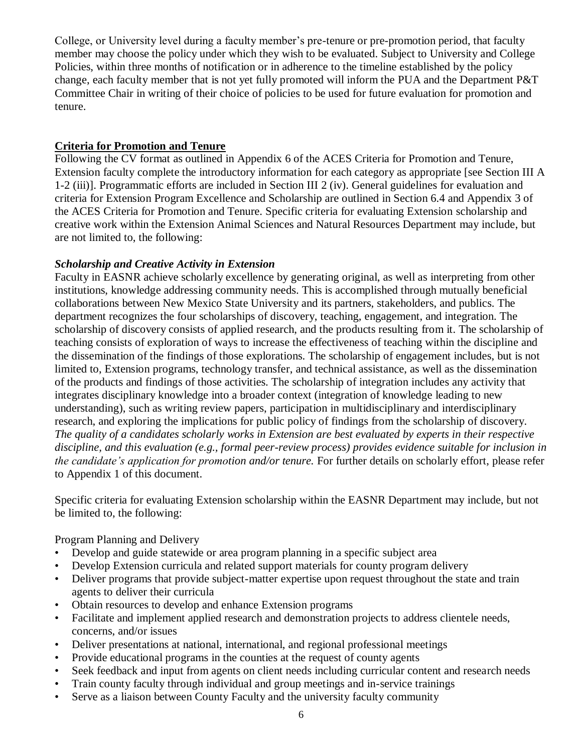College, or University level during a faculty member's pre-tenure or pre-promotion period, that faculty member may choose the policy under which they wish to be evaluated. Subject to University and College Policies, within three months of notification or in adherence to the timeline established by the policy change, each faculty member that is not yet fully promoted will inform the PUA and the Department P&T Committee Chair in writing of their choice of policies to be used for future evaluation for promotion and tenure.

## Criteria for Promotion and Tenure

Following the CV format as outlined in Appendix 6 of the ACES Criteria for Promotion and Tenure, Extension faculty complete the introductory information for each category as appropriate [see Section III A 1-2 (iii)]. Programmatic efforts are included in Section III 2 (iv). General guidelines for evaluation and criteria for Extension Program Excellence and Scholarship are outlined in Section 6.4 and Appendix 3 of the ACES Criteria for Promotion and Tenure. Specific criteria for evaluating Extension scholarship and creative work within the Extension Animal Sciences and Natural Resources Department may include, but are not limited to, the following:

### *Scholarship and Creative Activity in Extension*

Faculty in EASNR achieve scholarly excellence by generating original, as well as interpreting from other institutions, knowledge addressing community needs. This is accomplished through mutually beneficial collaborations between New Mexico State University and its partners, stakeholders, and publics. The department recognizes the four scholarships of discovery, teaching, engagement, and integration. The scholarship of discovery consists of applied research, and the products resulting from it. The scholarship of teaching consists of exploration of ways to increase the effectiveness of teaching within the discipline and the dissemination of the findings of those explorations. The scholarship of engagement includes, but is not limited to, Extension programs, technology transfer, and technical assistance, as well as the dissemination of the products and findings of those activities. The scholarship of integration includes any activity that integrates disciplinary knowledge into a broader context (integration of knowledge leading to new understanding), such as writing review papers, participation in multidisciplinary and interdisciplinary research, and exploring the implications for public policy of findings from the scholarship of discovery. *The quality of a candidates scholarly works in Extension are best evaluated by experts in their respective discipline, and this evaluation (e.g., formal peer-review process) provides evidence suitable for inclusion in the candidate's application for promotion and/or tenure.* For further details on scholarly effort, please refer to Appendix 1 of this document.

Specific criteria for evaluating Extension scholarship within the EASNR Department may include, but not be limited to, the following:

Program Planning and Delivery

- Develop and guide statewide or area program planning in a specific subject area
- Develop Extension curricula and related support materials for county program delivery
- Deliver programs that provide subject-matter expertise upon request throughout the state and train agents to deliver their curricula
- Obtain resources to develop and enhance Extension programs
- Facilitate and implement applied research and demonstration projects to address clientele needs, concerns, and/or issues
- Deliver presentations at national, international, and regional professional meetings
- Provide educational programs in the counties at the request of county agents
- Seek feedback and input from agents on client needs including curricular content and research needs
- Train county faculty through individual and group meetings and in-service trainings
- Serve as a liaison between County Faculty and the university faculty community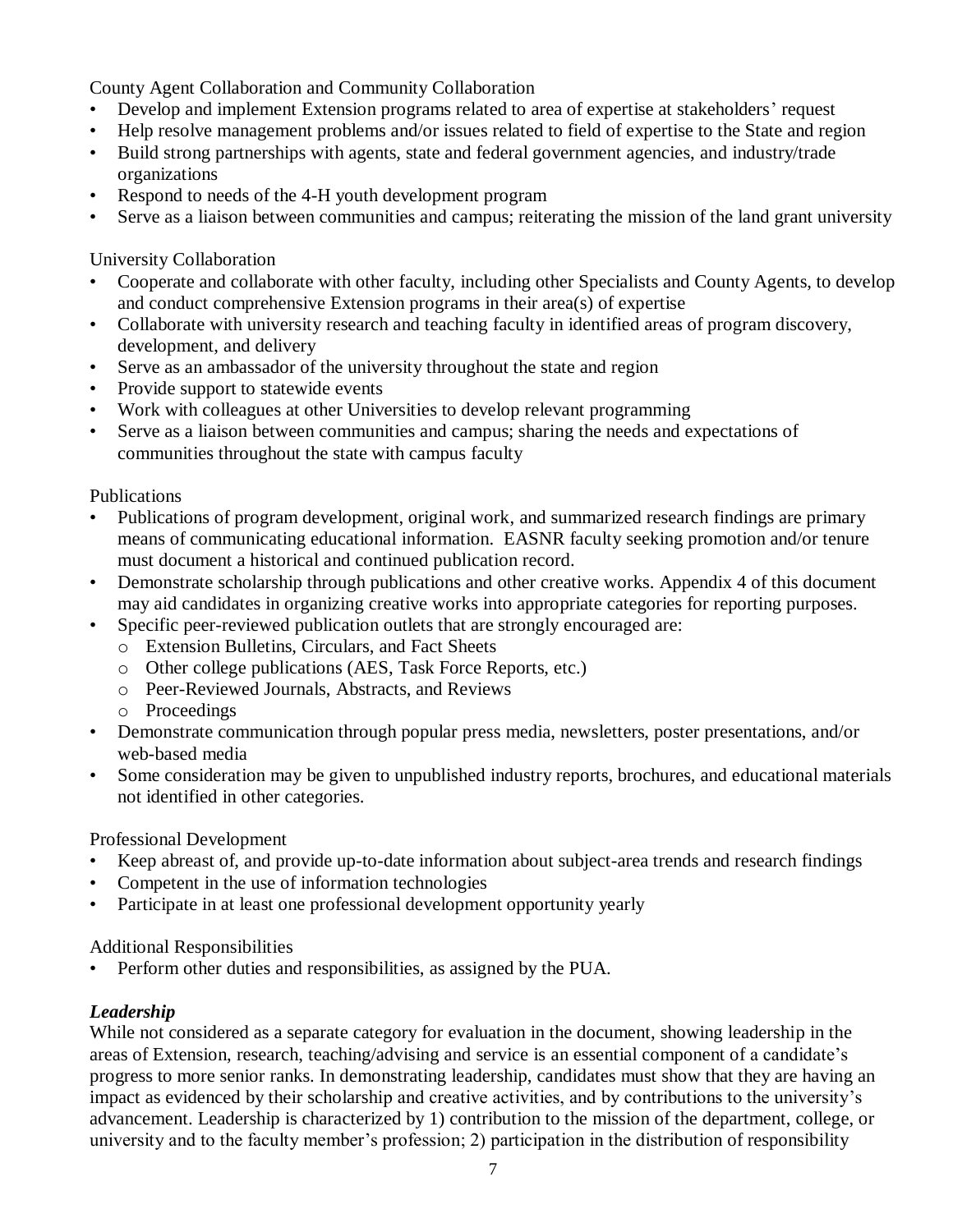County Agent Collaboration and Community Collaboration

- Develop and implement Extension programs related to area of expertise at stakeholders' request
- Help resolve management problems and/or issues related to field of expertise to the State and region
- Build strong partnerships with agents, state and federal government agencies, and industry/trade organizations
- Respond to needs of the 4-H youth development program
- Serve as a liaison between communities and campus; reiterating the mission of the land grant university

University Collaboration

- Cooperate and collaborate with other faculty, including other Specialists and County Agents, to develop and conduct comprehensive Extension programs in their area(s) of expertise
- Collaborate with university research and teaching faculty in identified areas of program discovery, development, and delivery
- Serve as an ambassador of the university throughout the state and region
- Provide support to statewide events
- Work with colleagues at other Universities to develop relevant programming
- Serve as a liaison between communities and campus; sharing the needs and expectations of communities throughout the state with campus faculty

Publications

- Publications of program development, original work, and summarized research findings are primary means of communicating educational information. EASNR faculty seeking promotion and/or tenure must document a historical and continued publication record.
- Demonstrate scholarship through publications and other creative works. Appendix 4 of this document may aid candidates in organizing creative works into appropriate categories for reporting purposes.
- Specific peer-reviewed publication outlets that are strongly encouraged are:
  - Extension Bulletins, Circulars, and Fact Sheets
  - Other college publications (AES, Task Force Reports, etc.)
  - Peer-Reviewed Journals, Abstracts, and Reviews
  - Proceedings
- Demonstrate communication through popular press media, newsletters, poster presentations, and/or web-based media
- Some consideration may be given to unpublished industry reports, brochures, and educational materials not identified in other categories.

Professional Development

- Keep abreast of, and provide up-to-date information about subject-area trends and research findings
- Competent in the use of information technologies
- Participate in at least one professional development opportunity yearly

Additional Responsibilities

- Perform other duties and responsibilities, as assigned by the PUA.

***Leadership***

While not considered as a separate category for evaluation in the document, showing leadership in the areas of Extension, research, teaching/advising and service is an essential component of a candidate's progress to more senior ranks. In demonstrating leadership, candidates must show that they are having an impact as evidenced by their scholarship and creative activities, and by contributions to the university's advancement. Leadership is characterized by 1) contribution to the mission of the department, college, or university and to the faculty member's profession; 2) participation in the distribution of responsibility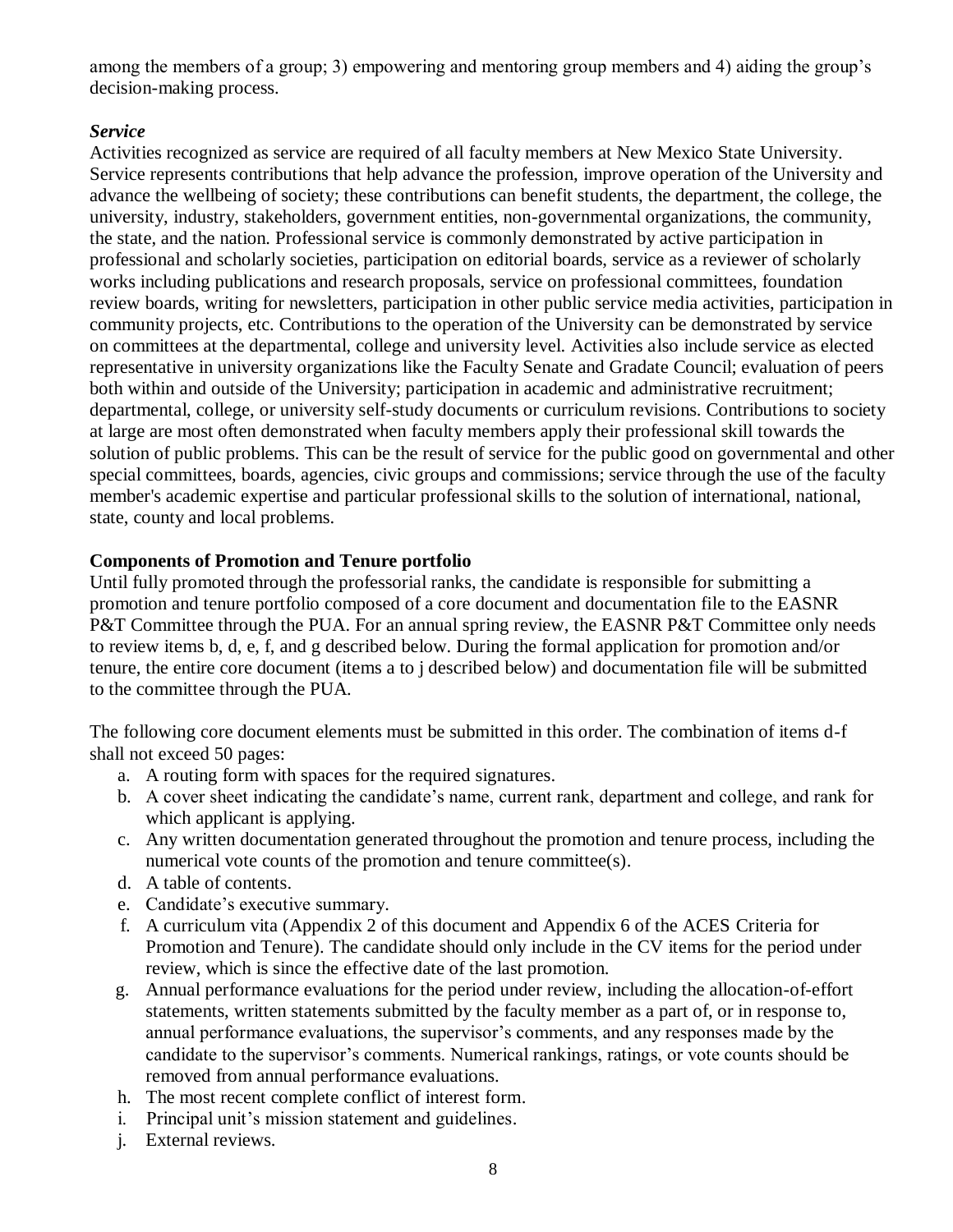among the members of a group; 3) empowering and mentoring group members and 4) aiding the group's decision-making process.

### *Service*

Activities recognized as service are required of all faculty members at New Mexico State University. Service represents contributions that help advance the profession, improve operation of the University and advance the wellbeing of society; these contributions can benefit students, the department, the college, the university, industry, stakeholders, government entities, non-governmental organizations, the community, the state, and the nation. Professional service is commonly demonstrated by active participation in professional and scholarly societies, participation on editorial boards, service as a reviewer of scholarly works including publications and research proposals, service on professional committees, foundation review boards, writing for newsletters, participation in other public service media activities, participation in community projects, etc. Contributions to the operation of the University can be demonstrated by service on committees at the departmental, college and university level. Activities also include service as elected representative in university organizations like the Faculty Senate and Gradate Council; evaluation of peers both within and outside of the University; participation in academic and administrative recruitment; departmental, college, or university self-study documents or curriculum revisions. Contributions to society at large are most often demonstrated when faculty members apply their professional skill towards the solution of public problems. This can be the result of service for the public good on governmental and other special committees, boards, agencies, civic groups and commissions; service through the use of the faculty member's academic expertise and particular professional skills to the solution of international, national, state, county and local problems.

### **Components of Promotion and Tenure portfolio**

Until fully promoted through the professorial ranks, the candidate is responsible for submitting a promotion and tenure portfolio composed of a core document and documentation file to the EASNR P&T Committee through the PUA. For an annual spring review, the EASNR P&T Committee only needs to review items b, d, e, f, and g described below. During the formal application for promotion and/or tenure, the entire core document (items a to j described below) and documentation file will be submitted to the committee through the PUA.

The following core document elements must be submitted in this order. The combination of items d-f shall not exceed 50 pages:

a. A routing form with spaces for the required signatures.
b. A cover sheet indicating the candidate's name, current rank, department and college, and rank for which applicant is applying.
c. Any written documentation generated throughout the promotion and tenure process, including the numerical vote counts of the promotion and tenure committee(s).
d. A table of contents.
e. Candidate's executive summary.
f. A curriculum vita (Appendix 2 of this document and Appendix 6 of the ACES Criteria for Promotion and Tenure). The candidate should only include in the CV items for the period under review, which is since the effective date of the last promotion.
g. Annual performance evaluations for the period under review, including the allocation-of-effort statements, written statements submitted by the faculty member as a part of, or in response to, annual performance evaluations, the supervisor's comments, and any responses made by the candidate to the supervisor's comments. Numerical rankings, ratings, or vote counts should be removed from annual performance evaluations.
h. The most recent complete conflict of interest form.
i. Principal unit's mission statement and guidelines.
j. External reviews.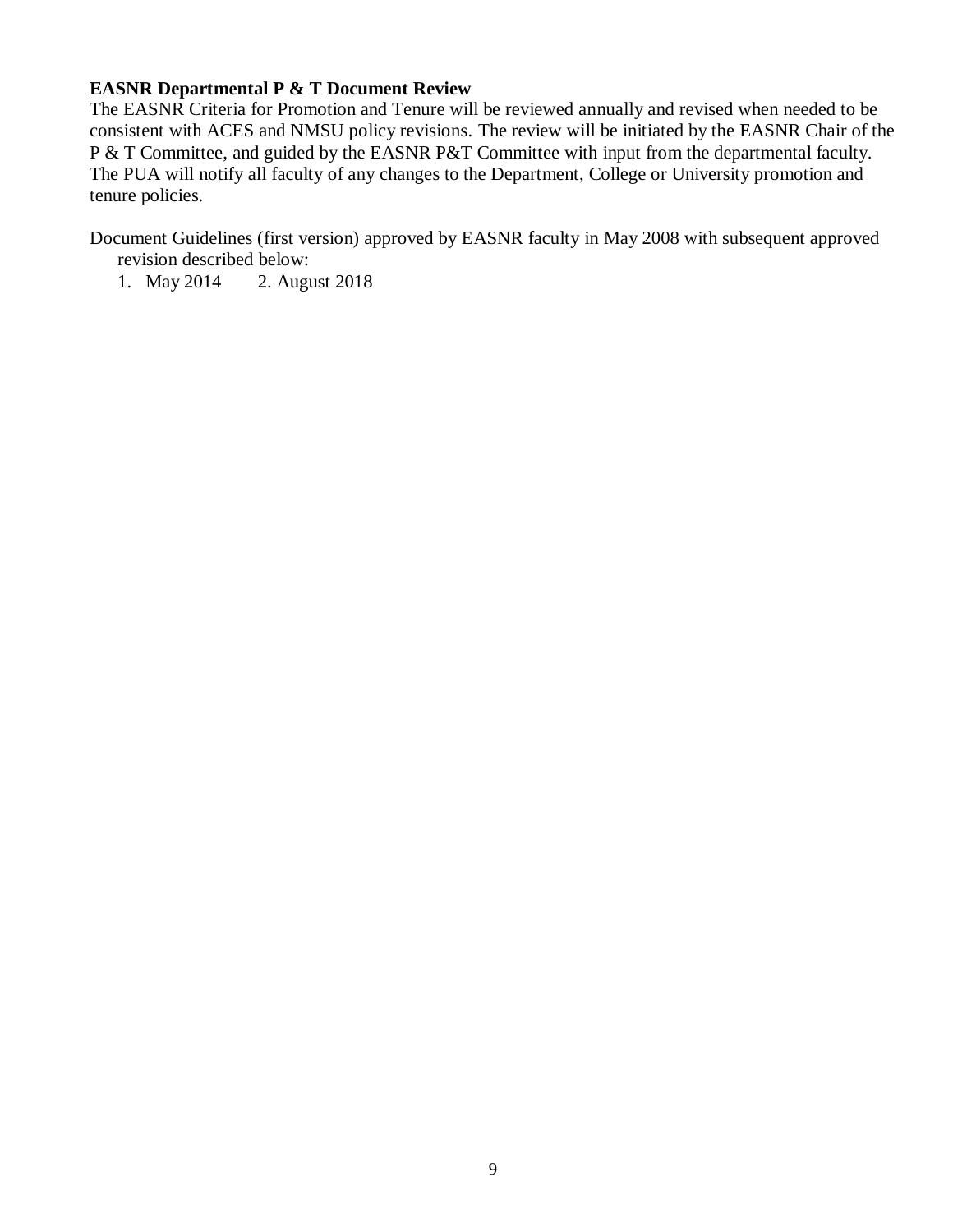**EASNR Departmental P & T Document Review**

The EASNR Criteria for Promotion and Tenure will be reviewed annually and revised when needed to be consistent with ACES and NMSU policy revisions. The review will be initiated by the EASNR Chair of the P & T Committee, and guided by the EASNR P&T Committee with input from the departmental faculty. The PUA will notify all faculty of any changes to the Department, College or University promotion and tenure policies.

Document Guidelines (first version) approved by EASNR faculty in May 2008 with subsequent approved revision described below:

1. May 2014
2. August 2018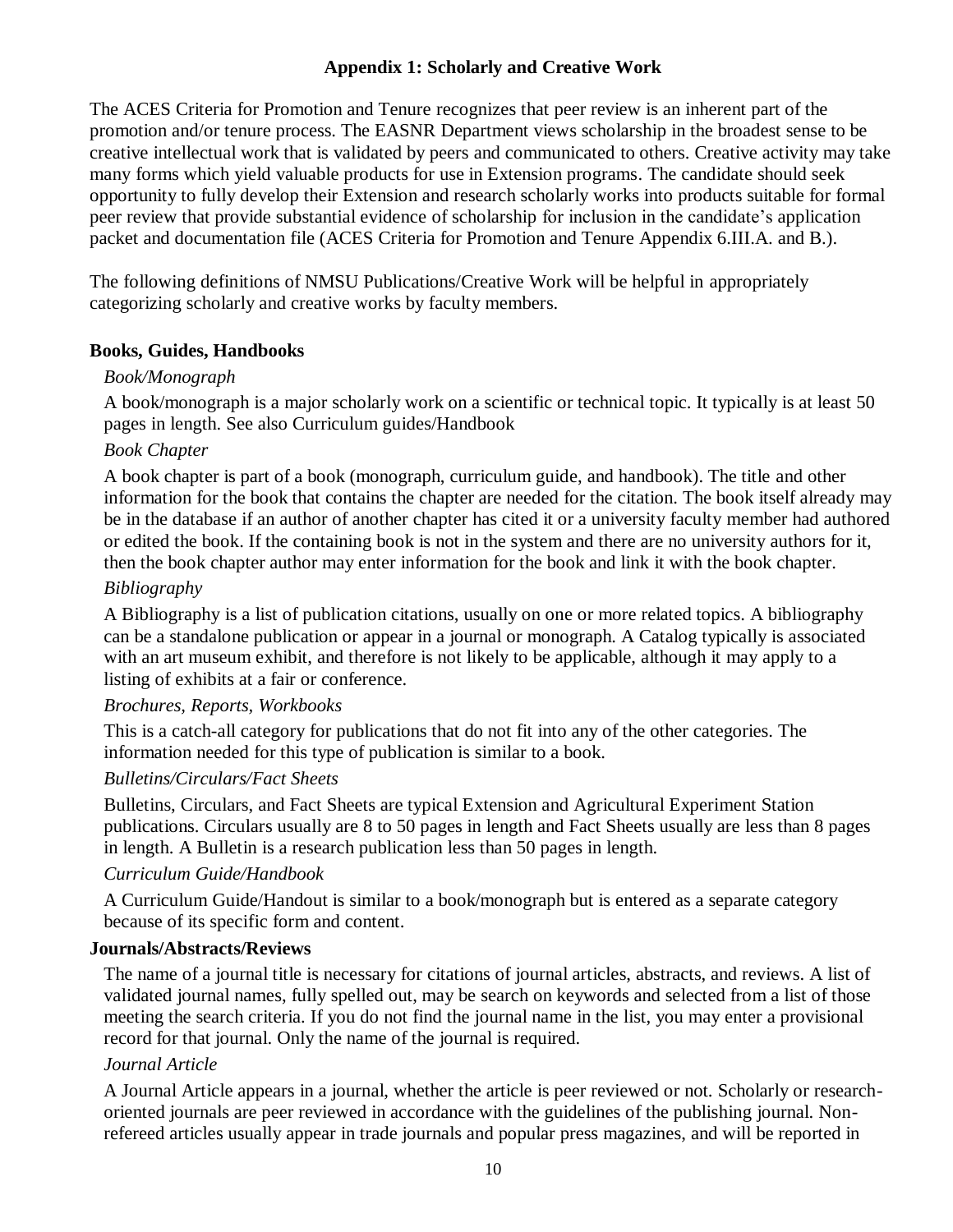## Appendix 1: Scholarly and Creative Work

The ACES Criteria for Promotion and Tenure recognizes that peer review is an inherent part of the promotion and/or tenure process. The EASNR Department views scholarship in the broadest sense to be creative intellectual work that is validated by peers and communicated to others. Creative activity may take many forms which yield valuable products for use in Extension programs. The candidate should seek opportunity to fully develop their Extension and research scholarly works into products suitable for formal peer review that provide substantial evidence of scholarship for inclusion in the candidate's application packet and documentation file (ACES Criteria for Promotion and Tenure Appendix 6.III.A. and B.).

The following definitions of NMSU Publications/Creative Work will be helpful in appropriately categorizing scholarly and creative works by faculty members.

### Books, Guides, Handbooks

*Book/Monograph*

A book/monograph is a major scholarly work on a scientific or technical topic. It typically is at least 50 pages in length. See also Curriculum guides/Handbook

*Book Chapter*

A book chapter is part of a book (monograph, curriculum guide, and handbook). The title and other information for the book that contains the chapter are needed for the citation. The book itself already may be in the database if an author of another chapter has cited it or a university faculty member had authored or edited the book. If the containing book is not in the system and there are no university authors for it, then the book chapter author may enter information for the book and link it with the book chapter.

*Bibliography*

A Bibliography is a list of publication citations, usually on one or more related topics. A bibliography can be a standalone publication or appear in a journal or monograph. A Catalog typically is associated with an art museum exhibit, and therefore is not likely to be applicable, although it may apply to a listing of exhibits at a fair or conference.

*Brochures, Reports, Workbooks*

This is a catch-all category for publications that do not fit into any of the other categories. The information needed for this type of publication is similar to a book.

*Bulletins/Circulars/Fact Sheets*

Bulletins, Circulars, and Fact Sheets are typical Extension and Agricultural Experiment Station publications. Circulars usually are 8 to 50 pages in length and Fact Sheets usually are less than 8 pages in length. A Bulletin is a research publication less than 50 pages in length.

*Curriculum Guide/Handbook*

A Curriculum Guide/Handout is similar to a book/monograph but is entered as a separate category because of its specific form and content.

### Journals/Abstracts/Reviews

The name of a journal title is necessary for citations of journal articles, abstracts, and reviews. A list of validated journal names, fully spelled out, may be search on keywords and selected from a list of those meeting the search criteria. If you do not find the journal name in the list, you may enter a provisional record for that journal. Only the name of the journal is required.

*Journal Article*

A Journal Article appears in a journal, whether the article is peer reviewed or not. Scholarly or research-oriented journals are peer reviewed in accordance with the guidelines of the publishing journal. Non-refereed articles usually appear in trade journals and popular press magazines, and will be reported in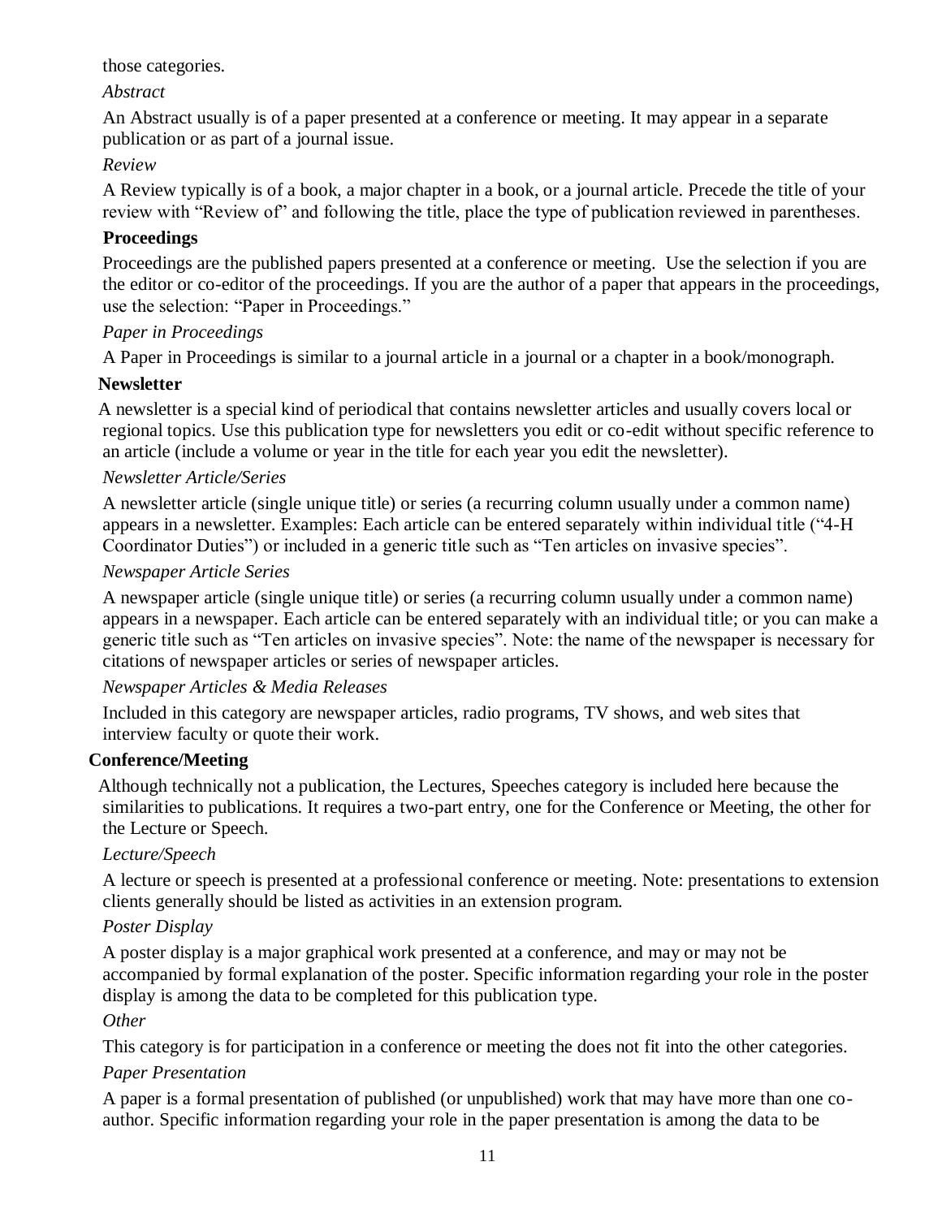those categories.

*Abstract*

An Abstract usually is of a paper presented at a conference or meeting. It may appear in a separate publication or as part of a journal issue.

*Review*

A Review typically is of a book, a major chapter in a book, or a journal article. Precede the title of your review with "Review of" and following the title, place the type of publication reviewed in parentheses.

**Proceedings**

Proceedings are the published papers presented at a conference or meeting. Use the selection if you are the editor or co-editor of the proceedings. If you are the author of a paper that appears in the proceedings, use the selection: "Paper in Proceedings."

*Paper in Proceedings*

A Paper in Proceedings is similar to a journal article in a journal or a chapter in a book/monograph.

**Newsletter**

A newsletter is a special kind of periodical that contains newsletter articles and usually covers local or regional topics. Use this publication type for newsletters you edit or co-edit without specific reference to an article (include a volume or year in the title for each year you edit the newsletter).

*Newsletter Article/Series*

A newsletter article (single unique title) or series (a recurring column usually under a common name) appears in a newsletter. Examples: Each article can be entered separately within individual title ("4-H Coordinator Duties") or included in a generic title such as "Ten articles on invasive species".

*Newspaper Article Series*

A newspaper article (single unique title) or series (a recurring column usually under a common name) appears in a newspaper. Each article can be entered separately with an individual title; or you can make a generic title such as "Ten articles on invasive species". Note: the name of the newspaper is necessary for citations of newspaper articles or series of newspaper articles.

*Newspaper Articles & Media Releases*

Included in this category are newspaper articles, radio programs, TV shows, and web sites that interview faculty or quote their work.

**Conference/Meeting**

Although technically not a publication, the Lectures, Speeches category is included here because the similarities to publications. It requires a two-part entry, one for the Conference or Meeting, the other for the Lecture or Speech.

*Lecture/Speech*

A lecture or speech is presented at a professional conference or meeting. Note: presentations to extension clients generally should be listed as activities in an extension program.

*Poster Display*

A poster display is a major graphical work presented at a conference, and may or may not be accompanied by formal explanation of the poster. Specific information regarding your role in the poster display is among the data to be completed for this publication type.

*Other*

This category is for participation in a conference or meeting the does not fit into the other categories.

*Paper Presentation*

A paper is a formal presentation of published (or unpublished) work that may have more than one co-author. Specific information regarding your role in the paper presentation is among the data to be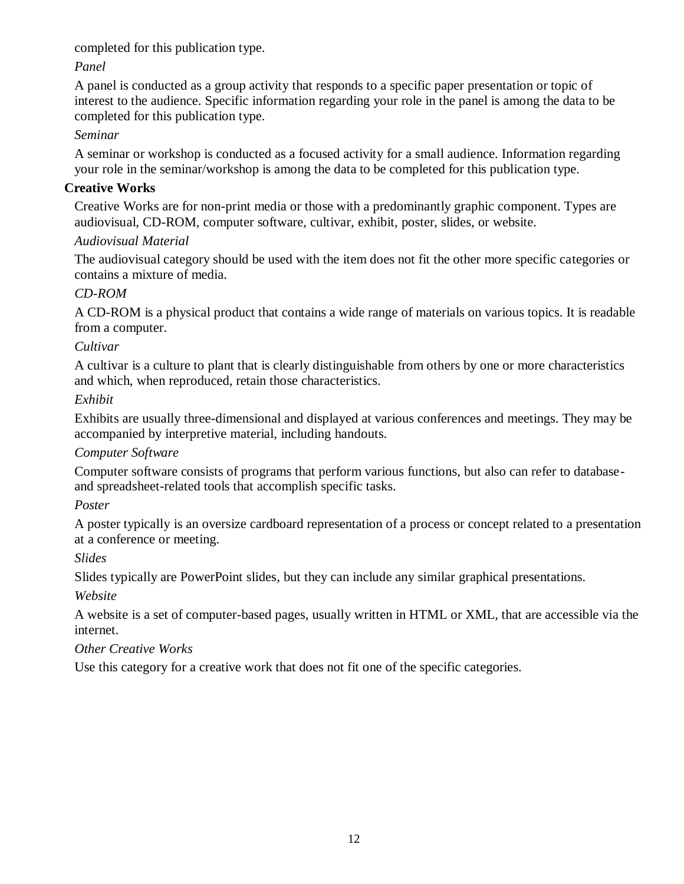completed for this publication type.

*Panel*

A panel is conducted as a group activity that responds to a specific paper presentation or topic of interest to the audience. Specific information regarding your role in the panel is among the data to be completed for this publication type.

*Seminar*

A seminar or workshop is conducted as a focused activity for a small audience. Information regarding your role in the seminar/workshop is among the data to be completed for this publication type.

**Creative Works**

Creative Works are for non-print media or those with a predominantly graphic component. Types are audiovisual, CD-ROM, computer software, cultivar, exhibit, poster, slides, or website.

*Audiovisual Material*

The audiovisual category should be used with the item does not fit the other more specific categories or contains a mixture of media.

*CD-ROM*

A CD-ROM is a physical product that contains a wide range of materials on various topics. It is readable from a computer.

*Cultivar*

A cultivar is a culture to plant that is clearly distinguishable from others by one or more characteristics and which, when reproduced, retain those characteristics.

*Exhibit*

Exhibits are usually three-dimensional and displayed at various conferences and meetings. They may be accompanied by interpretive material, including handouts.

*Computer Software*

Computer software consists of programs that perform various functions, but also can refer to database- and spreadsheet-related tools that accomplish specific tasks.

*Poster*

A poster typically is an oversize cardboard representation of a process or concept related to a presentation at a conference or meeting.

*Slides*

Slides typically are PowerPoint slides, but they can include any similar graphical presentations.

*Website*

A website is a set of computer-based pages, usually written in HTML or XML, that are accessible via the internet.

*Other Creative Works*

Use this category for a creative work that does not fit one of the specific categories.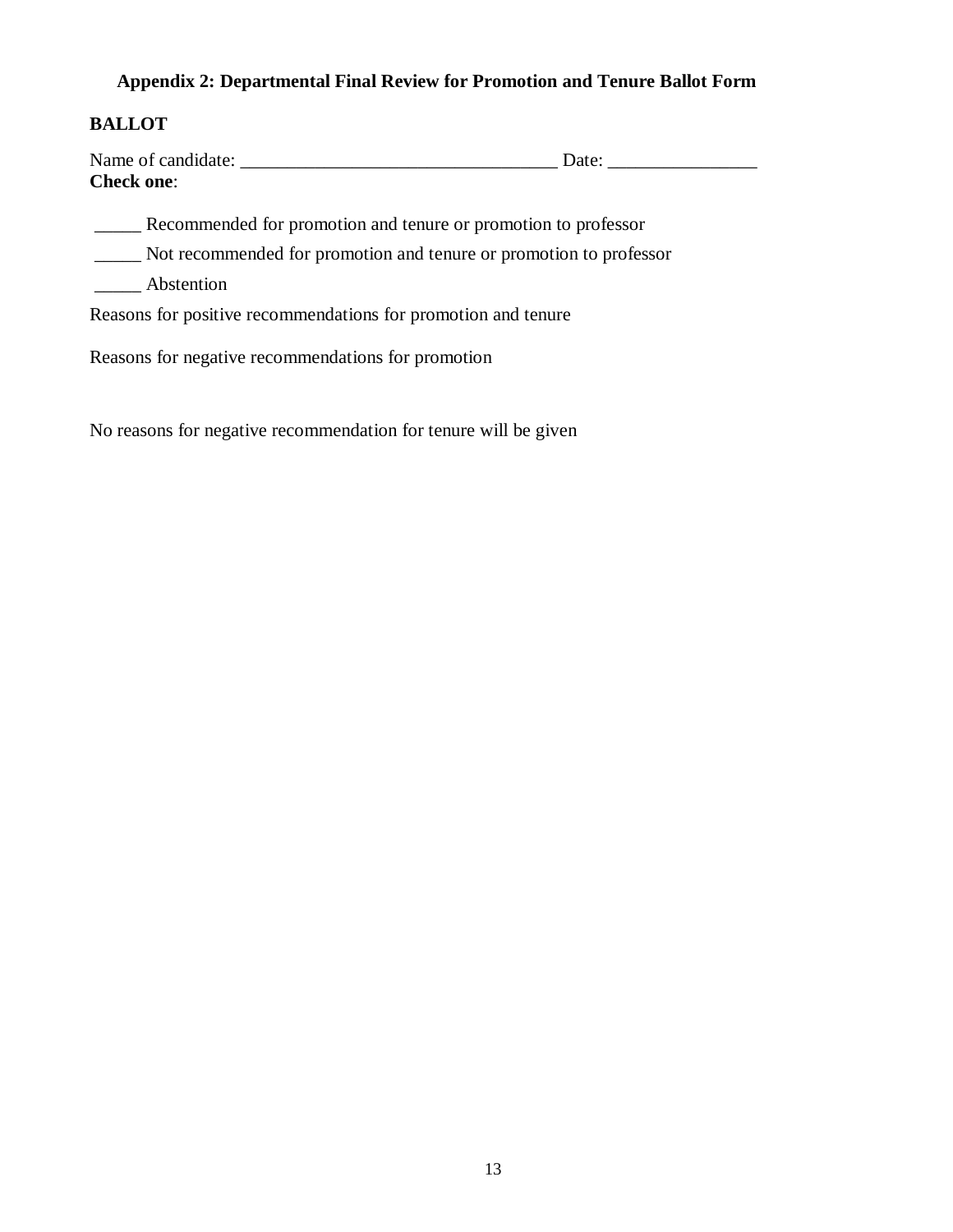## Appendix 2: Departmental Final Review for Promotion and Tenure Ballot Form

**BALLOT**

Name of candidate: _________________________________ Date: ________________

**Check one**:

_____ Recommended for promotion and tenure or promotion to professor

_____ Not recommended for promotion and tenure or promotion to professor

_____ Abstention

Reasons for positive recommendations for promotion and tenure

Reasons for negative recommendations for promotion

No reasons for negative recommendation for tenure will be given